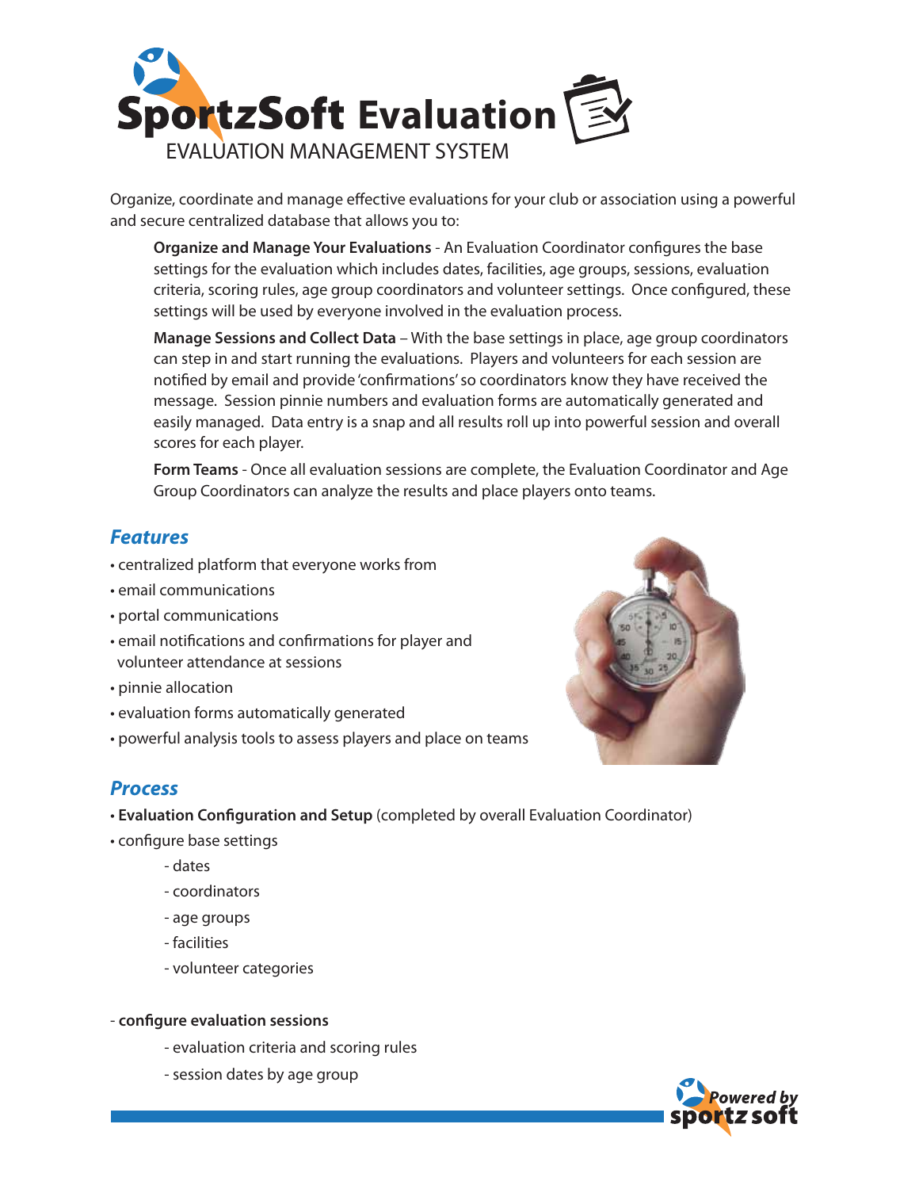# SportzSoft Evaluation

EVALUATION MANAGEMENT SYSTEM

Organize, coordinate and manage effective evaluations for your club or association using a powerful and secure centralized database that allows you to:

**Organize and Manage Your Evaluations** - An Evaluation Coordinator configures the base settings for the evaluation which includes dates, facilities, age groups, sessions, evaluation criteria, scoring rules, age group coordinators and volunteer settings. Once configured, these settings will be used by everyone involved in the evaluation process.

**Manage Sessions and Collect Data** – With the base settings in place, age group coordinators can step in and start running the evaluations. Players and volunteers for each session are notified by email and provide 'confirmations' so coordinators know they have received the message. Session pinnie numbers and evaluation forms are automatically generated and easily managed. Data entry is a snap and all results roll up into powerful session and overall scores for each player.

**Form Teams** - Once all evaluation sessions are complete, the Evaluation Coordinator and Age Group Coordinators can analyze the results and place players onto teams.

## *Features*

- centralized platform that everyone works from
- email communications
- portal communications
- email notifications and confirmations for player and volunteer attendance at sessions
- pinnie allocation
- evaluation forms automatically generated
- powerful analysis tools to assess players and place on teams

## *Process*

- **Evaluation Configuration and Setup** (completed by overall Evaluation Coordinator)
- configure base settings
  - dates
  - coordinators
  - age groups
  - facilities
  - volunteer categories

- **configure evaluation sessions**
  - evaluation criteria and scoring rules
  - session dates by age group

Powered by sportz soft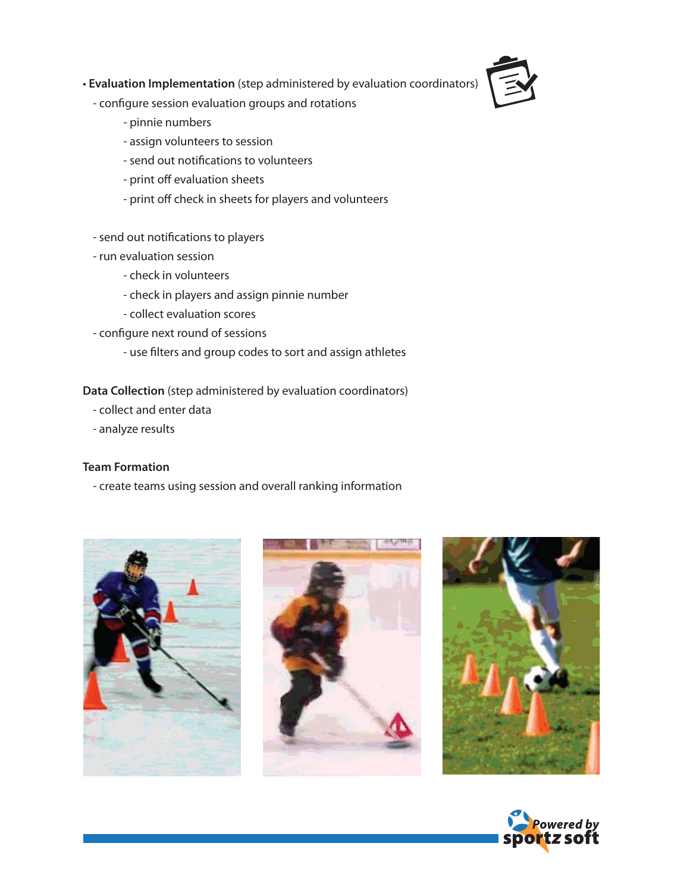- **Evaluation Implementation** (step administered by evaluation coordinators)
  - configure session evaluation groups and rotations
    - pinnie numbers
    - assign volunteers to session
    - send out notifications to volunteers
    - print off evaluation sheets
    - print off check in sheets for players and volunteers
  - send out notifications to players
  - run evaluation session
    - check in volunteers
    - check in players and assign pinnie number
    - collect evaluation scores
  - configure next round of sessions
    - use filters and group codes to sort and assign athletes

**Data Collection** (step administered by evaluation coordinators)

- collect and enter data
- analyze results

**Team Formation**

- create teams using session and overall ranking information